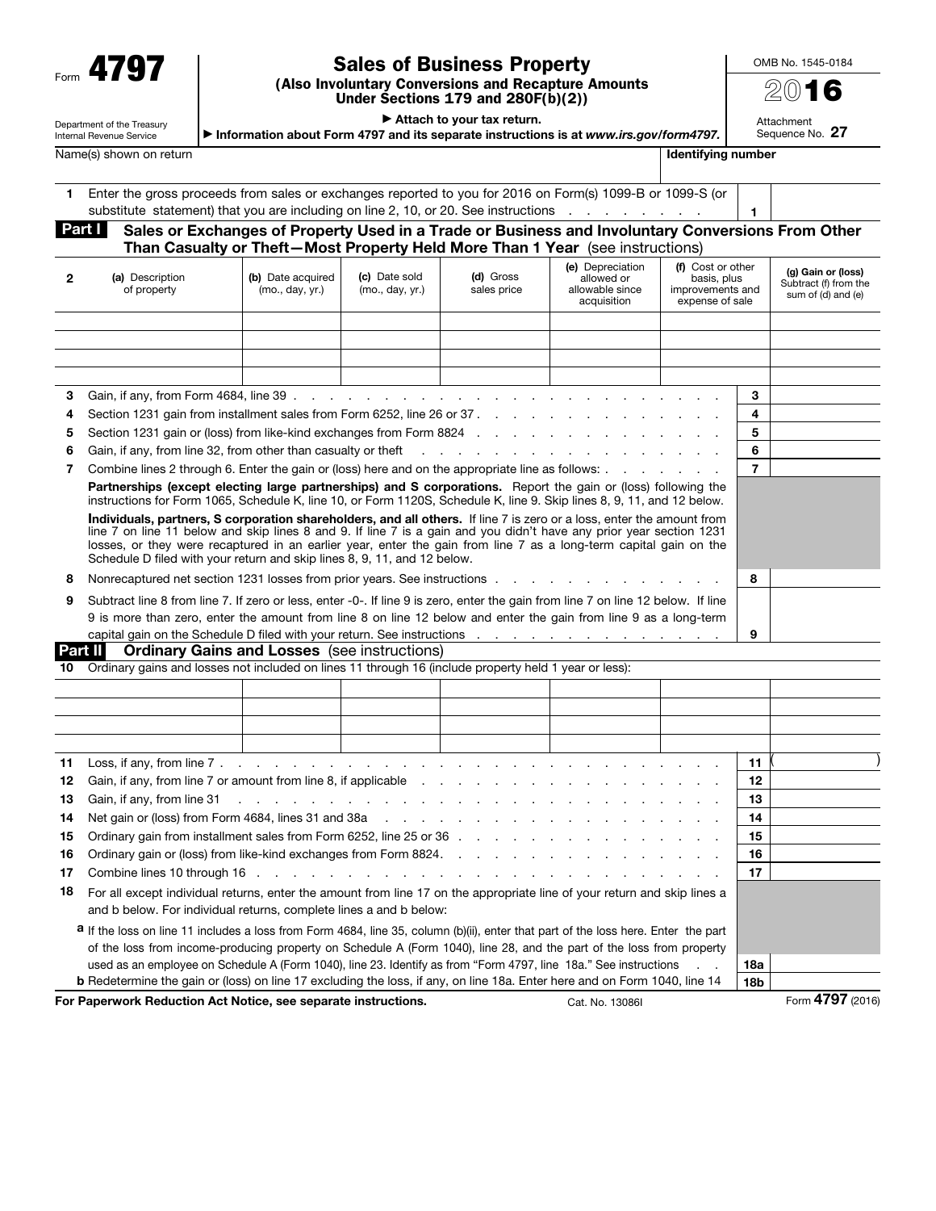Form **4797**

Department of the Treasury
Internal Revenue Service

# Sales of Business Property

**(Also Involuntary Conversions and Recapture Amounts Under Sections 179 and 280F(b)(2))**

▶ Attach to your tax return.

▶ Information about Form 4797 and its separate instructions is at *www.irs.gov/form4797*.

OMB No. 1545-0184

**2016**

Attachment Sequence No. **27**

Name(s) shown on return | **Identifying number**

**1** Enter the gross proceeds from sales or exchanges reported to you for 2016 on Form(s) 1099-B or 1099-S (or substitute statement) that you are including on line 2, 10, or 20. See instructions . . . . **1**

## Part I Sales or Exchanges of Property Used in a Trade or Business and Involuntary Conversions From Other Than Casualty or Theft—Most Property Held More Than 1 Year (see instructions)

| 2 (a) Description of property | (b) Date acquired (mo., day, yr.) | (c) Date sold (mo., day, yr.) | (d) Gross sales price | (e) Depreciation allowed or allowable since acquisition | (f) Cost or other basis, plus improvements and expense of sale | (g) Gain or (loss) Subtract (f) from the sum of (d) and (e) |
|---|---|---|---|---|---|---|
| | | | | | | |
| | | | | | | |
| | | | | | | |
| | | | | | | |

**3** Gain, if any, from Form 4684, line 39 . . . . **3**

**4** Section 1231 gain from installment sales from Form 6252, line 26 or 37 . . . . **4**

**5** Section 1231 gain or (loss) from like-kind exchanges from Form 8824 . . . . **5**

**6** Gain, if any, from line 32, from other than casualty or theft . . . . **6**

**7** Combine lines 2 through 6. Enter the gain or (loss) here and on the appropriate line as follows: . . . . **7**

**Partnerships (except electing large partnerships) and S corporations.** Report the gain or (loss) following the instructions for Form 1065, Schedule K, line 10, or Form 1120S, Schedule K, line 9. Skip lines 8, 9, 11, and 12 below.

**Individuals, partners, S corporation shareholders, and all others.** If line 7 is zero or a loss, enter the amount from line 7 on line 11 below and skip lines 8 and 9. If line 7 is a gain and you didn't have any prior year section 1231 losses, or they were recaptured in an earlier year, enter the gain from line 7 as a long-term capital gain on the Schedule D filed with your return and skip lines 8, 9, 11, and 12 below.

**8** Nonrecaptured net section 1231 losses from prior years. See instructions . . . . **8**

**9** Subtract line 8 from line 7. If zero or less, enter -0-. If line 9 is zero, enter the gain from line 7 on line 12 below. If line 9 is more than zero, enter the amount from line 8 on line 12 below and enter the gain from line 9 as a long-term capital gain on the Schedule D filed with your return. See instructions . . . . **9**

## Part II Ordinary Gains and Losses (see instructions)

**10** Ordinary gains and losses not included on lines 11 through 16 (include property held 1 year or less):

| | | | | | | |
|---|---|---|---|---|---|---|
| | | | | | | |
| | | | | | | |
| | | | | | | |
| | | | | | | |

**11** Loss, if any, from line 7 . . . . **11** ( )

**12** Gain, if any, from line 7 or amount from line 8, if applicable . . . . **12**

**13** Gain, if any, from line 31 . . . . **13**

**14** Net gain or (loss) from Form 4684, lines 31 and 38a . . . . **14**

**15** Ordinary gain from installment sales from Form 6252, line 25 or 36 . . . . **15**

**16** Ordinary gain or (loss) from like-kind exchanges from Form 8824. . . . . **16**

**17** Combine lines 10 through 16 . . . . **17**

**18** For all except individual returns, enter the amount from line 17 on the appropriate line of your return and skip lines a and b below. For individual returns, complete lines a and b below:

**a** If the loss on line 11 includes a loss from Form 4684, line 35, column (b)(ii), enter that part of the loss here. Enter the part of the loss from income-producing property on Schedule A (Form 1040), line 28, and the part of the loss from property used as an employee on Schedule A (Form 1040), line 23. Identify as from "Form 4797, line 18a." See instructions . . . **18a**

**b** Redetermine the gain or (loss) on line 17 excluding the loss, if any, on line 18a. Enter here and on Form 1040, line 14 **18b**

**For Paperwork Reduction Act Notice, see separate instructions.** Cat. No. 13086I Form **4797** (2016)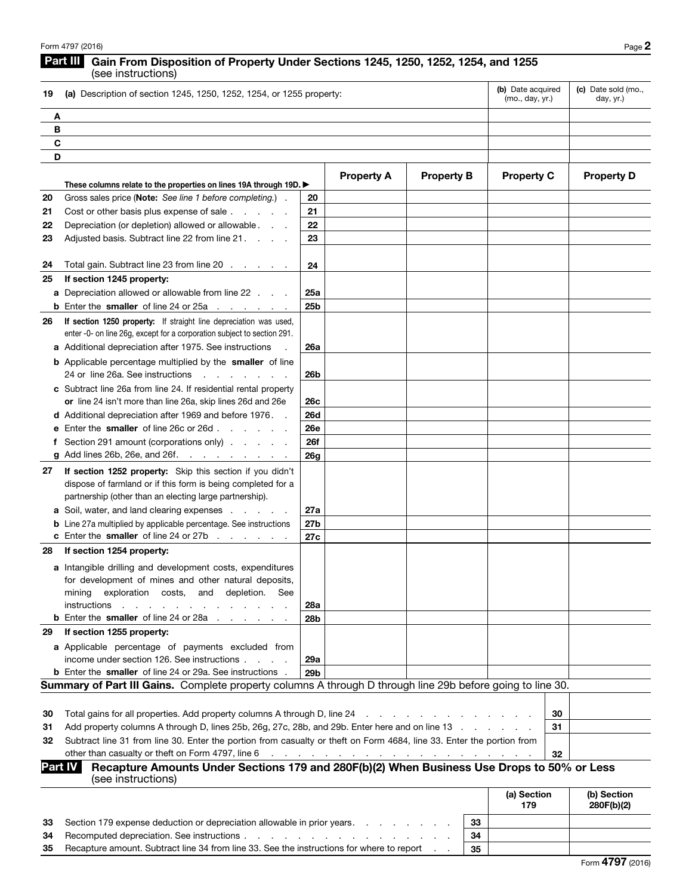## Part III Gain From Disposition of Property Under Sections 1245, 1250, 1252, 1254, and 1255 (see instructions)

| 19 | (a) Description of section 1245, 1250, 1252, 1254, or 1255 property: | (b) Date acquired (mo., day, yr.) | (c) Date sold (mo., day, yr.) |
|---|---|---|---|
| A | | | |
| B | | | |
| C | | | |
| D | | | |

| | These columns relate to the properties on lines 19A through 19D. ▶ | | Property A | Property B | Property C | Property D |
|---|---|---|---|---|---|---|
| 20 | Gross sales price (**Note:** *See line 1 before completing.*) | 20 | | | | |
| 21 | Cost or other basis plus expense of sale | 21 | | | | |
| 22 | Depreciation (or depletion) allowed or allowable | 22 | | | | |
| 23 | Adjusted basis. Subtract line 22 from line 21 | 23 | | | | |
| 24 | Total gain. Subtract line 23 from line 20 | 24 | | | | |
| 25 | **If section 1245 property:** | | | | | |
| a | Depreciation allowed or allowable from line 22 | 25a | | | | |
| b | Enter the **smaller** of line 24 or 25a | 25b | | | | |
| 26 | **If section 1250 property:** If straight line depreciation was used, enter -0- on line 26g, except for a corporation subject to section 291. | | | | | |
| a | Additional depreciation after 1975. See instructions | 26a | | | | |
| b | Applicable percentage multiplied by the **smaller** of line 24 or line 26a. See instructions | 26b | | | | |
| c | Subtract line 26a from line 24. If residential rental property **or** line 24 isn't more than line 26a, skip lines 26d and 26e | 26c | | | | |
| d | Additional depreciation after 1969 and before 1976 | 26d | | | | |
| e | Enter the **smaller** of line 26c or 26d | 26e | | | | |
| f | Section 291 amount (corporations only) | 26f | | | | |
| g | Add lines 26b, 26e, and 26f | 26g | | | | |
| 27 | **If section 1252 property:** Skip this section if you didn't dispose of farmland or if this form is being completed for a partnership (other than an electing large partnership). | | | | | |
| a | Soil, water, and land clearing expenses | 27a | | | | |
| b | Line 27a multiplied by applicable percentage. See instructions | 27b | | | | |
| c | Enter the **smaller** of line 24 or 27b | 27c | | | | |
| 28 | **If section 1254 property:** | | | | | |
| a | Intangible drilling and development costs, expenditures for development of mines and other natural deposits, mining exploration costs, and depletion. See instructions | 28a | | | | |
| b | Enter the **smaller** of line 24 or 28a | 28b | | | | |
| 29 | **If section 1255 property:** | | | | | |
| a | Applicable percentage of payments excluded from income under section 126. See instructions | 29a | | | | |
| b | Enter the **smaller** of line 24 or 29a. See instructions | 29b | | | | |

**Summary of Part III Gains.** Complete property columns A through D through line 29b before going to line 30.

| | | | |
|---|---|---|---|
| 30 | Total gains for all properties. Add property columns A through D, line 24 | 30 | |
| 31 | Add property columns A through D, lines 25b, 26g, 27c, 28b, and 29b. Enter here and on line 13 | 31 | |
| 32 | Subtract line 31 from line 30. Enter the portion from casualty or theft on Form 4684, line 33. Enter the portion from other than casualty or theft on Form 4797, line 6 | 32 | |

## Part IV Recapture Amounts Under Sections 179 and 280F(b)(2) When Business Use Drops to 50% or Less (see instructions)

| | | | (a) Section 179 | (b) Section 280F(b)(2) |
|---|---|---|---|---|
| 33 | Section 179 expense deduction or depreciation allowable in prior years | 33 | | |
| 34 | Recomputed depreciation. See instructions | 34 | | |
| 35 | Recapture amount. Subtract line 34 from line 33. See the instructions for where to report | 35 | | |

Form **4797** (2016)